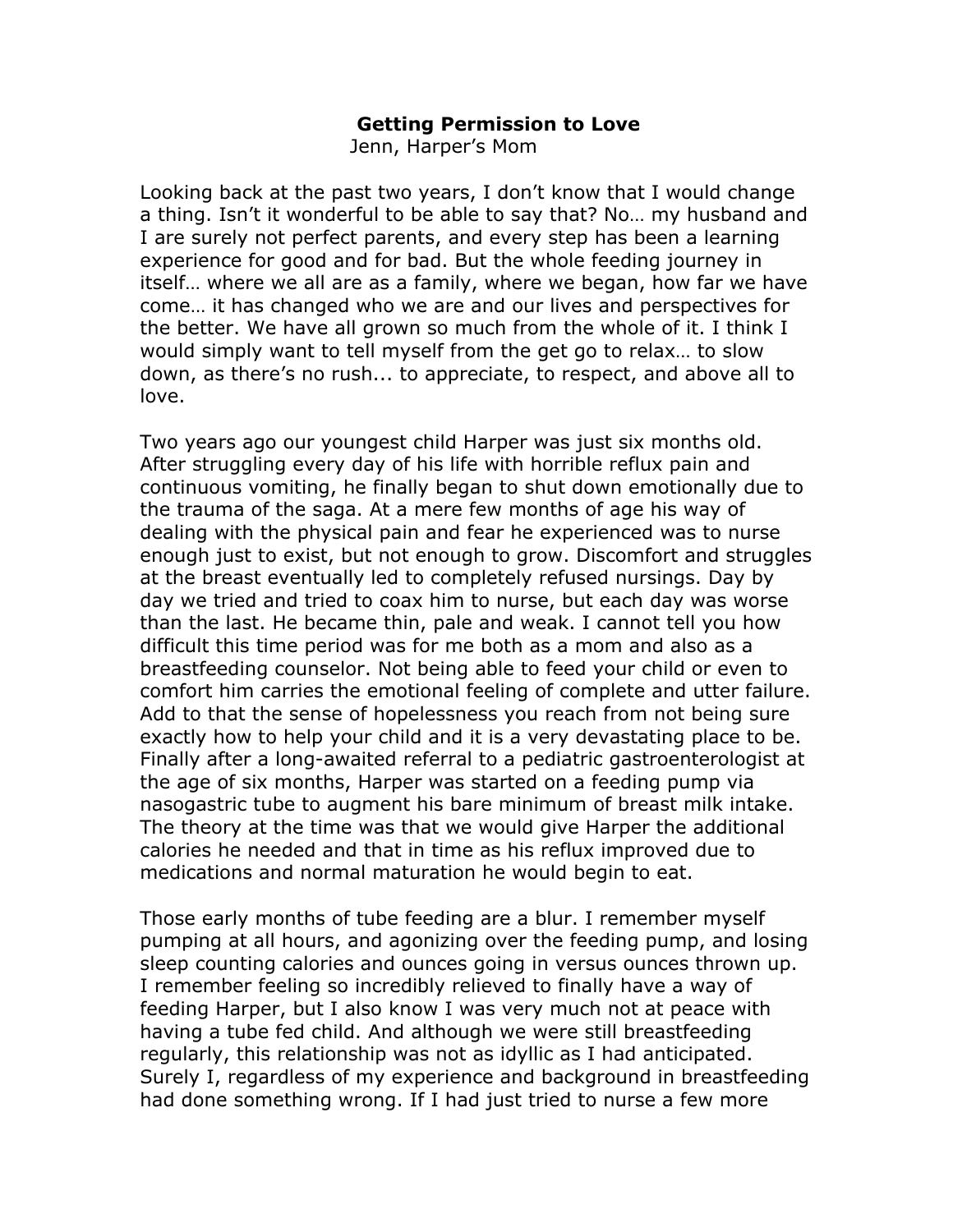# Getting Permission to Love

Jenn, Harper's Mom

Looking back at the past two years, I don't know that I would change a thing. Isn't it wonderful to be able to say that? No… my husband and I are surely not perfect parents, and every step has been a learning experience for good and for bad. But the whole feeding journey in itself… where we all are as a family, where we began, how far we have come… it has changed who we are and our lives and perspectives for the better. We have all grown so much from the whole of it. I think I would simply want to tell myself from the get go to relax… to slow down, as there's no rush... to appreciate, to respect, and above all to love.

Two years ago our youngest child Harper was just six months old. After struggling every day of his life with horrible reflux pain and continuous vomiting, he finally began to shut down emotionally due to the trauma of the saga. At a mere few months of age his way of dealing with the physical pain and fear he experienced was to nurse enough just to exist, but not enough to grow. Discomfort and struggles at the breast eventually led to completely refused nursings. Day by day we tried and tried to coax him to nurse, but each day was worse than the last. He became thin, pale and weak. I cannot tell you how difficult this time period was for me both as a mom and also as a breastfeeding counselor. Not being able to feed your child or even to comfort him carries the emotional feeling of complete and utter failure. Add to that the sense of hopelessness you reach from not being sure exactly how to help your child and it is a very devastating place to be. Finally after a long-awaited referral to a pediatric gastroenterologist at the age of six months, Harper was started on a feeding pump via nasogastric tube to augment his bare minimum of breast milk intake. The theory at the time was that we would give Harper the additional calories he needed and that in time as his reflux improved due to medications and normal maturation he would begin to eat.

Those early months of tube feeding are a blur. I remember myself pumping at all hours, and agonizing over the feeding pump, and losing sleep counting calories and ounces going in versus ounces thrown up. I remember feeling so incredibly relieved to finally have a way of feeding Harper, but I also know I was very much not at peace with having a tube fed child. And although we were still breastfeeding regularly, this relationship was not as idyllic as I had anticipated. Surely I, regardless of my experience and background in breastfeeding had done something wrong. If I had just tried to nurse a few more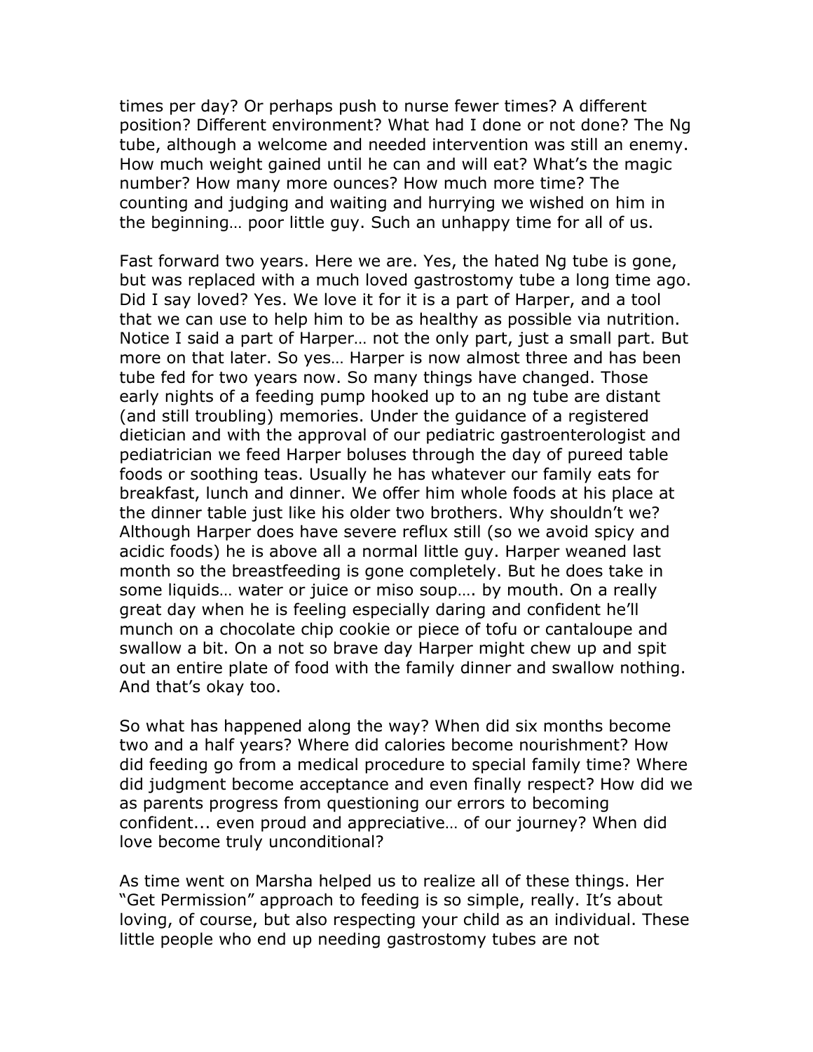times per day? Or perhaps push to nurse fewer times? A different position? Different environment? What had I done or not done? The Ng tube, although a welcome and needed intervention was still an enemy. How much weight gained until he can and will eat? What's the magic number? How many more ounces? How much more time? The counting and judging and waiting and hurrying we wished on him in the beginning… poor little guy. Such an unhappy time for all of us.

Fast forward two years. Here we are. Yes, the hated Ng tube is gone, but was replaced with a much loved gastrostomy tube a long time ago. Did I say loved? Yes. We love it for it is a part of Harper, and a tool that we can use to help him to be as healthy as possible via nutrition. Notice I said a part of Harper… not the only part, just a small part. But more on that later. So yes… Harper is now almost three and has been tube fed for two years now. So many things have changed. Those early nights of a feeding pump hooked up to an ng tube are distant (and still troubling) memories. Under the guidance of a registered dietician and with the approval of our pediatric gastroenterologist and pediatrician we feed Harper boluses through the day of pureed table foods or soothing teas. Usually he has whatever our family eats for breakfast, lunch and dinner. We offer him whole foods at his place at the dinner table just like his older two brothers. Why shouldn't we? Although Harper does have severe reflux still (so we avoid spicy and acidic foods) he is above all a normal little guy. Harper weaned last month so the breastfeeding is gone completely. But he does take in some liquids… water or juice or miso soup…. by mouth. On a really great day when he is feeling especially daring and confident he'll munch on a chocolate chip cookie or piece of tofu or cantaloupe and swallow a bit. On a not so brave day Harper might chew up and spit out an entire plate of food with the family dinner and swallow nothing. And that's okay too.

So what has happened along the way? When did six months become two and a half years? Where did calories become nourishment? How did feeding go from a medical procedure to special family time? Where did judgment become acceptance and even finally respect? How did we as parents progress from questioning our errors to becoming confident... even proud and appreciative… of our journey? When did love become truly unconditional?

As time went on Marsha helped us to realize all of these things. Her "Get Permission" approach to feeding is so simple, really. It's about loving, of course, but also respecting your child as an individual. These little people who end up needing gastrostomy tubes are not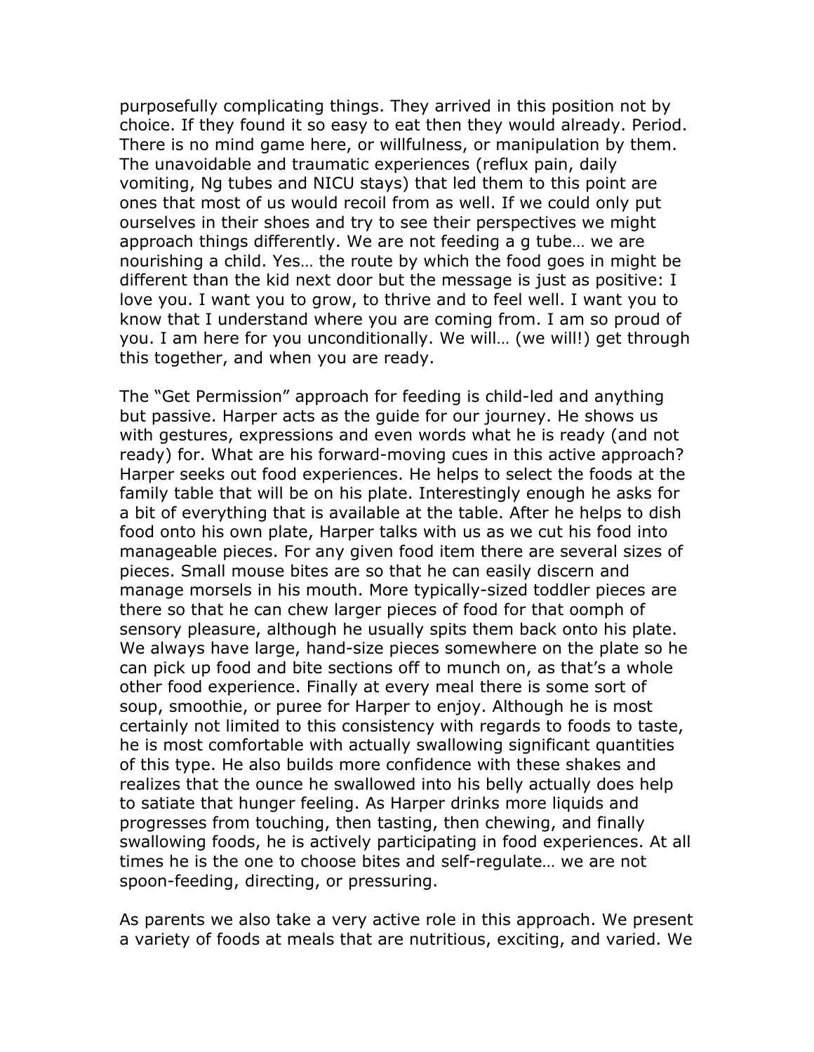purposefully complicating things. They arrived in this position not by choice. If they found it so easy to eat then they would already. Period. There is no mind game here, or willfulness, or manipulation by them. The unavoidable and traumatic experiences (reflux pain, daily vomiting, Ng tubes and NICU stays) that led them to this point are ones that most of us would recoil from as well. If we could only put ourselves in their shoes and try to see their perspectives we might approach things differently. We are not feeding a g tube… we are nourishing a child. Yes… the route by which the food goes in might be different than the kid next door but the message is just as positive: I love you. I want you to grow, to thrive and to feel well. I want you to know that I understand where you are coming from. I am so proud of you. I am here for you unconditionally. We will… (we will!) get through this together, and when you are ready.

The "Get Permission" approach for feeding is child-led and anything but passive. Harper acts as the guide for our journey. He shows us with gestures, expressions and even words what he is ready (and not ready) for. What are his forward-moving cues in this active approach? Harper seeks out food experiences. He helps to select the foods at the family table that will be on his plate. Interestingly enough he asks for a bit of everything that is available at the table. After he helps to dish food onto his own plate, Harper talks with us as we cut his food into manageable pieces. For any given food item there are several sizes of pieces. Small mouse bites are so that he can easily discern and manage morsels in his mouth. More typically-sized toddler pieces are there so that he can chew larger pieces of food for that oomph of sensory pleasure, although he usually spits them back onto his plate. We always have large, hand-size pieces somewhere on the plate so he can pick up food and bite sections off to munch on, as that's a whole other food experience. Finally at every meal there is some sort of soup, smoothie, or puree for Harper to enjoy. Although he is most certainly not limited to this consistency with regards to foods to taste, he is most comfortable with actually swallowing significant quantities of this type. He also builds more confidence with these shakes and realizes that the ounce he swallowed into his belly actually does help to satiate that hunger feeling. As Harper drinks more liquids and progresses from touching, then tasting, then chewing, and finally swallowing foods, he is actively participating in food experiences. At all times he is the one to choose bites and self-regulate… we are not spoon-feeding, directing, or pressuring.

As parents we also take a very active role in this approach. We present a variety of foods at meals that are nutritious, exciting, and varied. We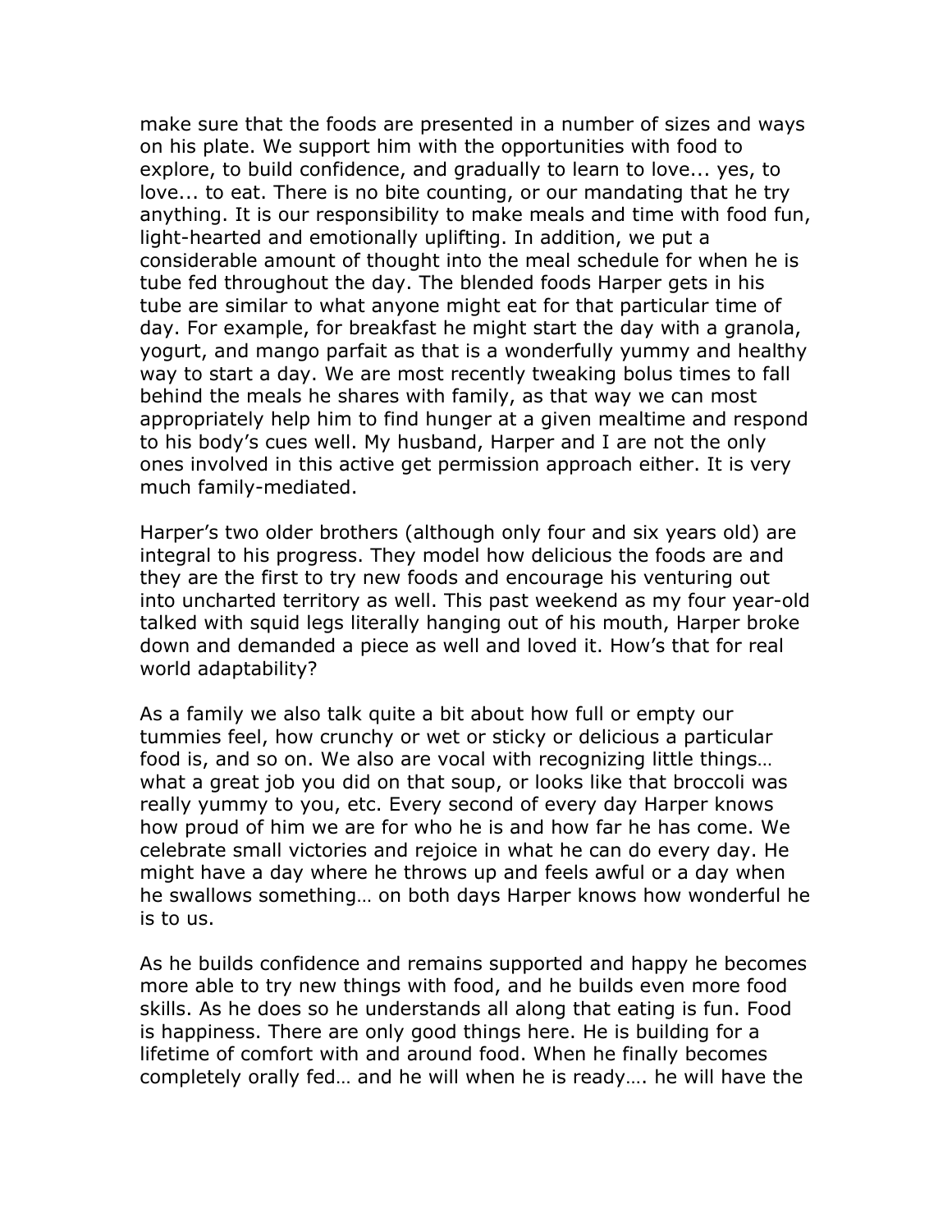make sure that the foods are presented in a number of sizes and ways on his plate. We support him with the opportunities with food to explore, to build confidence, and gradually to learn to love... yes, to love... to eat. There is no bite counting, or our mandating that he try anything. It is our responsibility to make meals and time with food fun, light-hearted and emotionally uplifting. In addition, we put a considerable amount of thought into the meal schedule for when he is tube fed throughout the day. The blended foods Harper gets in his tube are similar to what anyone might eat for that particular time of day. For example, for breakfast he might start the day with a granola, yogurt, and mango parfait as that is a wonderfully yummy and healthy way to start a day. We are most recently tweaking bolus times to fall behind the meals he shares with family, as that way we can most appropriately help him to find hunger at a given mealtime and respond to his body's cues well. My husband, Harper and I are not the only ones involved in this active get permission approach either. It is very much family-mediated.

Harper's two older brothers (although only four and six years old) are integral to his progress. They model how delicious the foods are and they are the first to try new foods and encourage his venturing out into uncharted territory as well. This past weekend as my four year-old talked with squid legs literally hanging out of his mouth, Harper broke down and demanded a piece as well and loved it. How's that for real world adaptability?

As a family we also talk quite a bit about how full or empty our tummies feel, how crunchy or wet or sticky or delicious a particular food is, and so on. We also are vocal with recognizing little things… what a great job you did on that soup, or looks like that broccoli was really yummy to you, etc. Every second of every day Harper knows how proud of him we are for who he is and how far he has come. We celebrate small victories and rejoice in what he can do every day. He might have a day where he throws up and feels awful or a day when he swallows something… on both days Harper knows how wonderful he is to us.

As he builds confidence and remains supported and happy he becomes more able to try new things with food, and he builds even more food skills. As he does so he understands all along that eating is fun. Food is happiness. There are only good things here. He is building for a lifetime of comfort with and around food. When he finally becomes completely orally fed… and he will when he is ready…. he will have the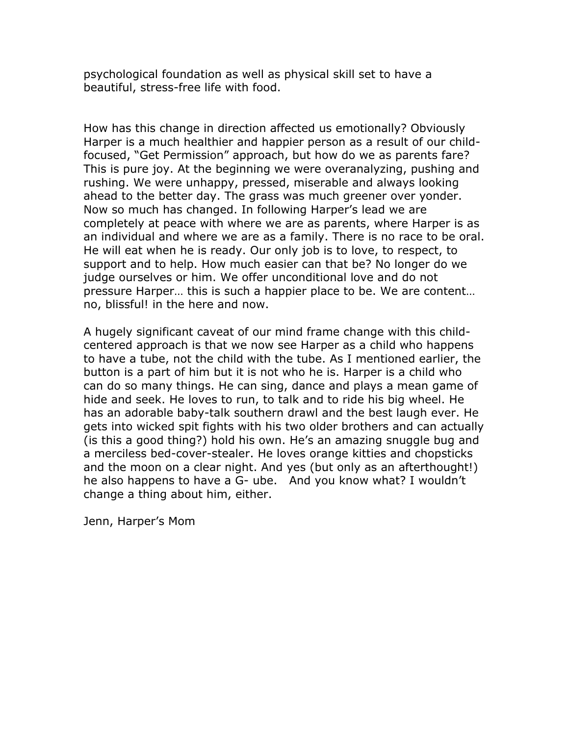psychological foundation as well as physical skill set to have a beautiful, stress-free life with food.

How has this change in direction affected us emotionally? Obviously Harper is a much healthier and happier person as a result of our child-focused, "Get Permission" approach, but how do we as parents fare? This is pure joy. At the beginning we were overanalyzing, pushing and rushing. We were unhappy, pressed, miserable and always looking ahead to the better day. The grass was much greener over yonder. Now so much has changed. In following Harper's lead we are completely at peace with where we are as parents, where Harper is as an individual and where we are as a family. There is no race to be oral. He will eat when he is ready. Our only job is to love, to respect, to support and to help. How much easier can that be? No longer do we judge ourselves or him. We offer unconditional love and do not pressure Harper… this is such a happier place to be. We are content… no, blissful! in the here and now.

A hugely significant caveat of our mind frame change with this child-centered approach is that we now see Harper as a child who happens to have a tube, not the child with the tube. As I mentioned earlier, the button is a part of him but it is not who he is. Harper is a child who can do so many things. He can sing, dance and plays a mean game of hide and seek. He loves to run, to talk and to ride his big wheel. He has an adorable baby-talk southern drawl and the best laugh ever. He gets into wicked spit fights with his two older brothers and can actually (is this a good thing?) hold his own. He's an amazing snuggle bug and a merciless bed-cover-stealer. He loves orange kitties and chopsticks and the moon on a clear night. And yes (but only as an afterthought!) he also happens to have a G- ube. And you know what? I wouldn't change a thing about him, either.

Jenn, Harper's Mom